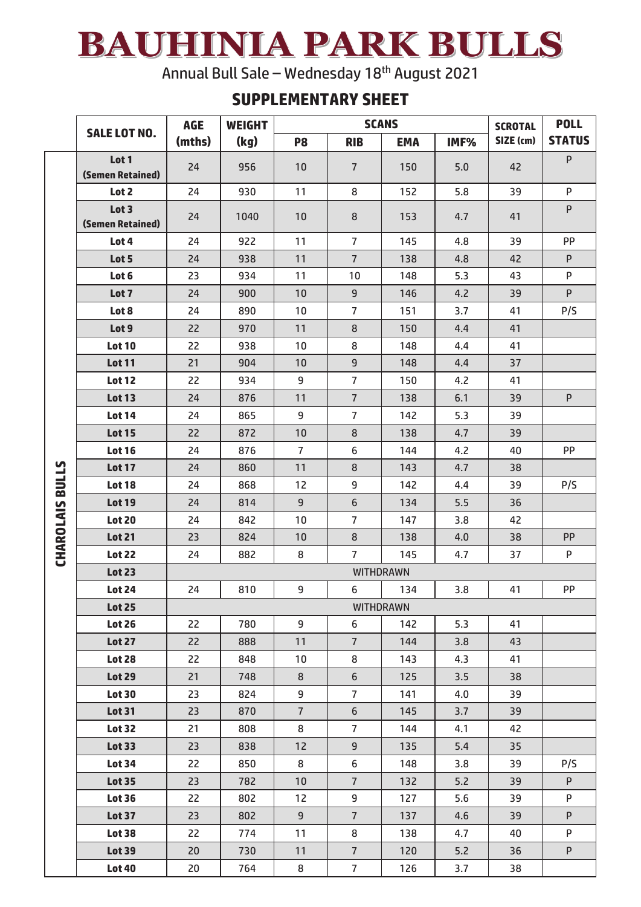# BAUHINIA PARK BULLS

Annual Bull Sale – Wednesday 18th August 2021

## SUPPLEMENTARY SHEET

| | SALE LOT NO. | AGE (mths) | WEIGHT (kg) | SCANS | | | | SCROTAL SIZE (cm) | POLL STATUS |
|---|---|---|---|---|---|---|---|---|---|
| | | | | P8 | RIB | EMA | IMF% | | |
| CHAROLAIS BULLS | Lot 1 (Semen Retained) | 24 | 956 | 10 | 7 | 150 | 5.0 | 42 | P |
| | Lot 2 | 24 | 930 | 11 | 8 | 152 | 5.8 | 39 | P |
| | Lot 3 (Semen Retained) | 24 | 1040 | 10 | 8 | 153 | 4.7 | 41 | P |
| | Lot 4 | 24 | 922 | 11 | 7 | 145 | 4.8 | 39 | PP |
| | Lot 5 | 24 | 938 | 11 | 7 | 138 | 4.8 | 42 | P |
| | Lot 6 | 23 | 934 | 11 | 10 | 148 | 5.3 | 43 | P |
| | Lot 7 | 24 | 900 | 10 | 9 | 146 | 4.2 | 39 | P |
| | Lot 8 | 24 | 890 | 10 | 7 | 151 | 3.7 | 41 | P/S |
| | Lot 9 | 22 | 970 | 11 | 8 | 150 | 4.4 | 41 | |
| | Lot 10 | 22 | 938 | 10 | 8 | 148 | 4.4 | 41 | |
| | Lot 11 | 21 | 904 | 10 | 9 | 148 | 4.4 | 37 | |
| | Lot 12 | 22 | 934 | 9 | 7 | 150 | 4.2 | 41 | |
| | Lot 13 | 24 | 876 | 11 | 7 | 138 | 6.1 | 39 | P |
| | Lot 14 | 24 | 865 | 9 | 7 | 142 | 5.3 | 39 | |
| | Lot 15 | 22 | 872 | 10 | 8 | 138 | 4.7 | 39 | |
| | Lot 16 | 24 | 876 | 7 | 6 | 144 | 4.2 | 40 | PP |
| | Lot 17 | 24 | 860 | 11 | 8 | 143 | 4.7 | 38 | |
| | Lot 18 | 24 | 868 | 12 | 9 | 142 | 4.4 | 39 | P/S |
| | Lot 19 | 24 | 814 | 9 | 6 | 134 | 5.5 | 36 | |
| | Lot 20 | 24 | 842 | 10 | 7 | 147 | 3.8 | 42 | |
| | Lot 21 | 23 | 824 | 10 | 8 | 138 | 4.0 | 38 | PP |
| | Lot 22 | 24 | 882 | 8 | 7 | 145 | 4.7 | 37 | P |
| | Lot 23 | WITHDRAWN | | | | | | | |
| | Lot 24 | 24 | 810 | 9 | 6 | 134 | 3.8 | 41 | PP |
| | Lot 25 | WITHDRAWN | | | | | | | |
| | Lot 26 | 22 | 780 | 9 | 6 | 142 | 5.3 | 41 | |
| | Lot 27 | 22 | 888 | 11 | 7 | 144 | 3.8 | 43 | |
| | Lot 28 | 22 | 848 | 10 | 8 | 143 | 4.3 | 41 | |
| | Lot 29 | 21 | 748 | 8 | 6 | 125 | 3.5 | 38 | |
| | Lot 30 | 23 | 824 | 9 | 7 | 141 | 4.0 | 39 | |
| | Lot 31 | 23 | 870 | 7 | 6 | 145 | 3.7 | 39 | |
| | Lot 32 | 21 | 808 | 8 | 7 | 144 | 4.1 | 42 | |
| | Lot 33 | 23 | 838 | 12 | 9 | 135 | 5.4 | 35 | |
| | Lot 34 | 22 | 850 | 8 | 6 | 148 | 3.8 | 39 | P/S |
| | Lot 35 | 23 | 782 | 10 | 7 | 132 | 5.2 | 39 | P |
| | Lot 36 | 22 | 802 | 12 | 9 | 127 | 5.6 | 39 | P |
| | Lot 37 | 23 | 802 | 9 | 7 | 137 | 4.6 | 39 | P |
| | Lot 38 | 22 | 774 | 11 | 8 | 138 | 4.7 | 40 | P |
| | Lot 39 | 20 | 730 | 11 | 7 | 120 | 5.2 | 36 | P |
| | Lot 40 | 20 | 764 | 8 | 7 | 126 | 3.7 | 38 | |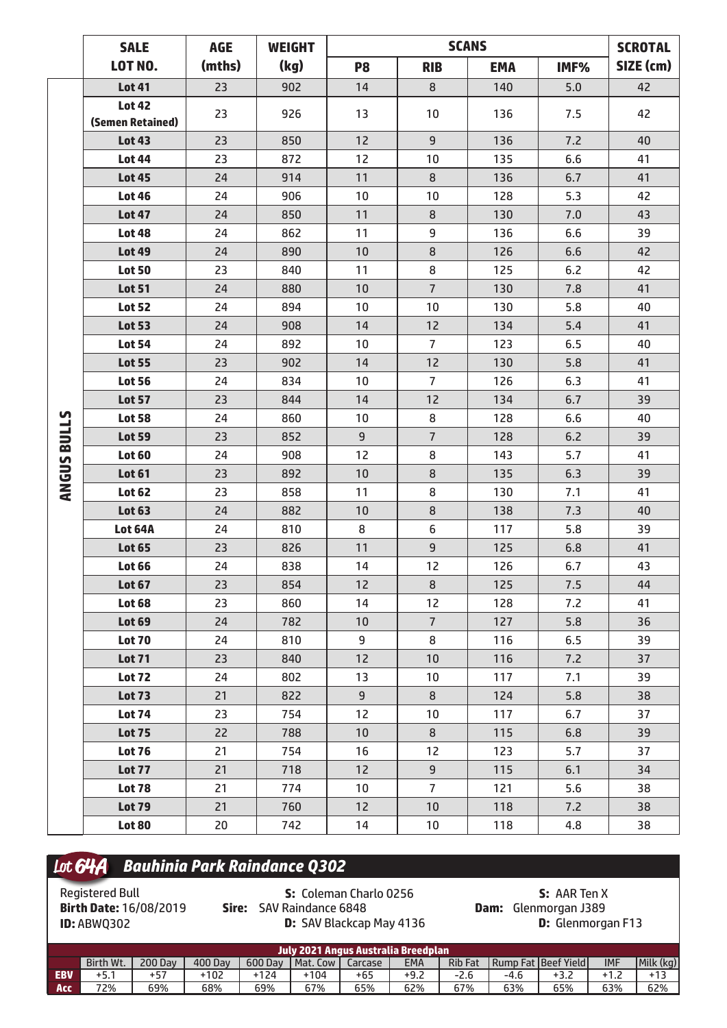| | SALE LOT NO. | AGE (mths) | WEIGHT (kg) | SCANS | | | | SCROTAL SIZE (cm) |
|---|---|---|---|---|---|---|---|---|
| | | | | P8 | RIB | EMA | IMF% | |
| ANGUS BULLS | Lot 41 | 23 | 902 | 14 | 8 | 140 | 5.0 | 42 |
| | Lot 42 (Semen Retained) | 23 | 926 | 13 | 10 | 136 | 7.5 | 42 |
| | Lot 43 | 23 | 850 | 12 | 9 | 136 | 7.2 | 40 |
| | Lot 44 | 23 | 872 | 12 | 10 | 135 | 6.6 | 41 |
| | Lot 45 | 24 | 914 | 11 | 8 | 136 | 6.7 | 41 |
| | Lot 46 | 24 | 906 | 10 | 10 | 128 | 5.3 | 42 |
| | Lot 47 | 24 | 850 | 11 | 8 | 130 | 7.0 | 43 |
| | Lot 48 | 24 | 862 | 11 | 9 | 136 | 6.6 | 39 |
| | Lot 49 | 24 | 890 | 10 | 8 | 126 | 6.6 | 42 |
| | Lot 50 | 23 | 840 | 11 | 8 | 125 | 6.2 | 42 |
| | Lot 51 | 24 | 880 | 10 | 7 | 130 | 7.8 | 41 |
| | Lot 52 | 24 | 894 | 10 | 10 | 130 | 5.8 | 40 |
| | Lot 53 | 24 | 908 | 14 | 12 | 134 | 5.4 | 41 |
| | Lot 54 | 24 | 892 | 10 | 7 | 123 | 6.5 | 40 |
| | Lot 55 | 23 | 902 | 14 | 12 | 130 | 5.8 | 41 |
| | Lot 56 | 24 | 834 | 10 | 7 | 126 | 6.3 | 41 |
| | Lot 57 | 23 | 844 | 14 | 12 | 134 | 6.7 | 39 |
| | Lot 58 | 24 | 860 | 10 | 8 | 128 | 6.6 | 40 |
| | Lot 59 | 23 | 852 | 9 | 7 | 128 | 6.2 | 39 |
| | Lot 60 | 24 | 908 | 12 | 8 | 143 | 5.7 | 41 |
| | Lot 61 | 23 | 892 | 10 | 8 | 135 | 6.3 | 39 |
| | Lot 62 | 23 | 858 | 11 | 8 | 130 | 7.1 | 41 |
| | Lot 63 | 24 | 882 | 10 | 8 | 138 | 7.3 | 40 |
| | Lot 64A | 24 | 810 | 8 | 6 | 117 | 5.8 | 39 |
| | Lot 65 | 23 | 826 | 11 | 9 | 125 | 6.8 | 41 |
| | Lot 66 | 24 | 838 | 14 | 12 | 126 | 6.7 | 43 |
| | Lot 67 | 23 | 854 | 12 | 8 | 125 | 7.5 | 44 |
| | Lot 68 | 23 | 860 | 14 | 12 | 128 | 7.2 | 41 |
| | Lot 69 | 24 | 782 | 10 | 7 | 127 | 5.8 | 36 |
| | Lot 70 | 24 | 810 | 9 | 8 | 116 | 6.5 | 39 |
| | Lot 71 | 23 | 840 | 12 | 10 | 116 | 7.2 | 37 |
| | Lot 72 | 24 | 802 | 13 | 10 | 117 | 7.1 | 39 |
| | Lot 73 | 21 | 822 | 9 | 8 | 124 | 5.8 | 38 |
| | Lot 74 | 23 | 754 | 12 | 10 | 117 | 6.7 | 37 |
| | Lot 75 | 22 | 788 | 10 | 8 | 115 | 6.8 | 39 |
| | Lot 76 | 21 | 754 | 16 | 12 | 123 | 5.7 | 37 |
| | Lot 77 | 21 | 718 | 12 | 9 | 115 | 6.1 | 34 |
| | Lot 78 | 21 | 774 | 10 | 7 | 121 | 5.6 | 38 |
| | Lot 79 | 21 | 760 | 12 | 10 | 118 | 7.2 | 38 |
| | Lot 80 | 20 | 742 | 14 | 10 | 118 | 4.8 | 38 |

## *Lot 64A* *Bauhinia Park Raindance Q302*

Registered Bull
**Birth Date:** 16/08/2019
**ID:** ABWQ302

**S:** Coleman Charlo 0256
**Sire:** SAV Raindance 6848
**D:** SAV Blackcap May 4136

**S:** AAR Ten X
**Dam:** Glenmorgan J389
**D:** Glenmorgan F13

| July 2021 Angus Australia Breedplan | | | | | | | | | | | | |
|---|---|---|---|---|---|---|---|---|---|---|---|---|
| | Birth Wt. | 200 Day | 400 Day | 600 Day | Mat. Cow | Carcase | EMA | Rib Fat | Rump Fat | Beef Yield | IMF | Milk (kg) |
| EBV | +5.1 | +57 | +102 | +124 | +104 | +65 | +9.2 | -2.6 | -4.6 | +3.2 | +1.2 | +13 |
| Acc | 72% | 69% | 68% | 69% | 67% | 65% | 62% | 67% | 63% | 65% | 63% | 62% |